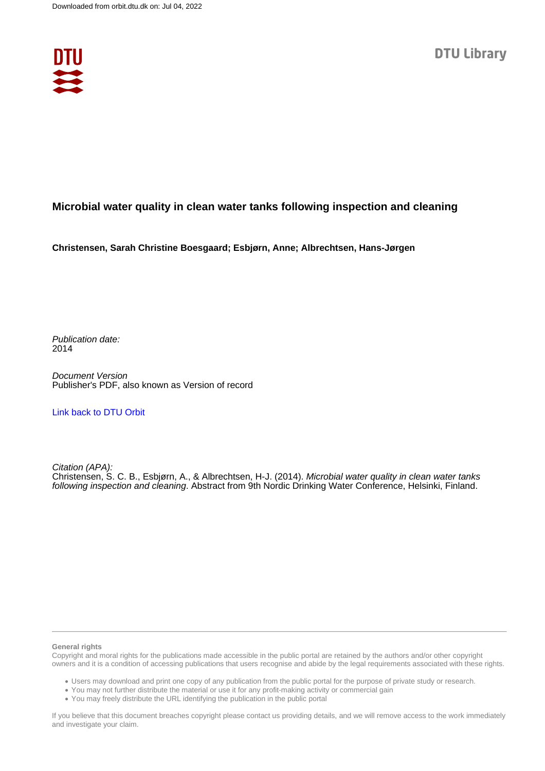Downloaded from orbit.dtu.dk on: Jul 04, 2022

DTU Library

# Microbial water quality in clean water tanks following inspection and cleaning

**Christensen, Sarah Christine Boesgaard; Esbjørn, Anne; Albrechtsen, Hans-Jørgen**

*Publication date:*
2014

*Document Version*
Publisher's PDF, also known as Version of record

[Link back to DTU Orbit](#)

*Citation (APA):*
Christensen, S. C. B., Esbjørn, A., & Albrechtsen, H-J. (2014). *Microbial water quality in clean water tanks following inspection and cleaning*. Abstract from 9th Nordic Drinking Water Conference, Helsinki, Finland.

**General rights**
Copyright and moral rights for the publications made accessible in the public portal are retained by the authors and/or other copyright owners and it is a condition of accessing publications that users recognise and abide by the legal requirements associated with these rights.

- Users may download and print one copy of any publication from the public portal for the purpose of private study or research.
- You may not further distribute the material or use it for any profit-making activity or commercial gain
- You may freely distribute the URL identifying the publication in the public portal

If you believe that this document breaches copyright please contact us providing details, and we will remove access to the work immediately and investigate your claim.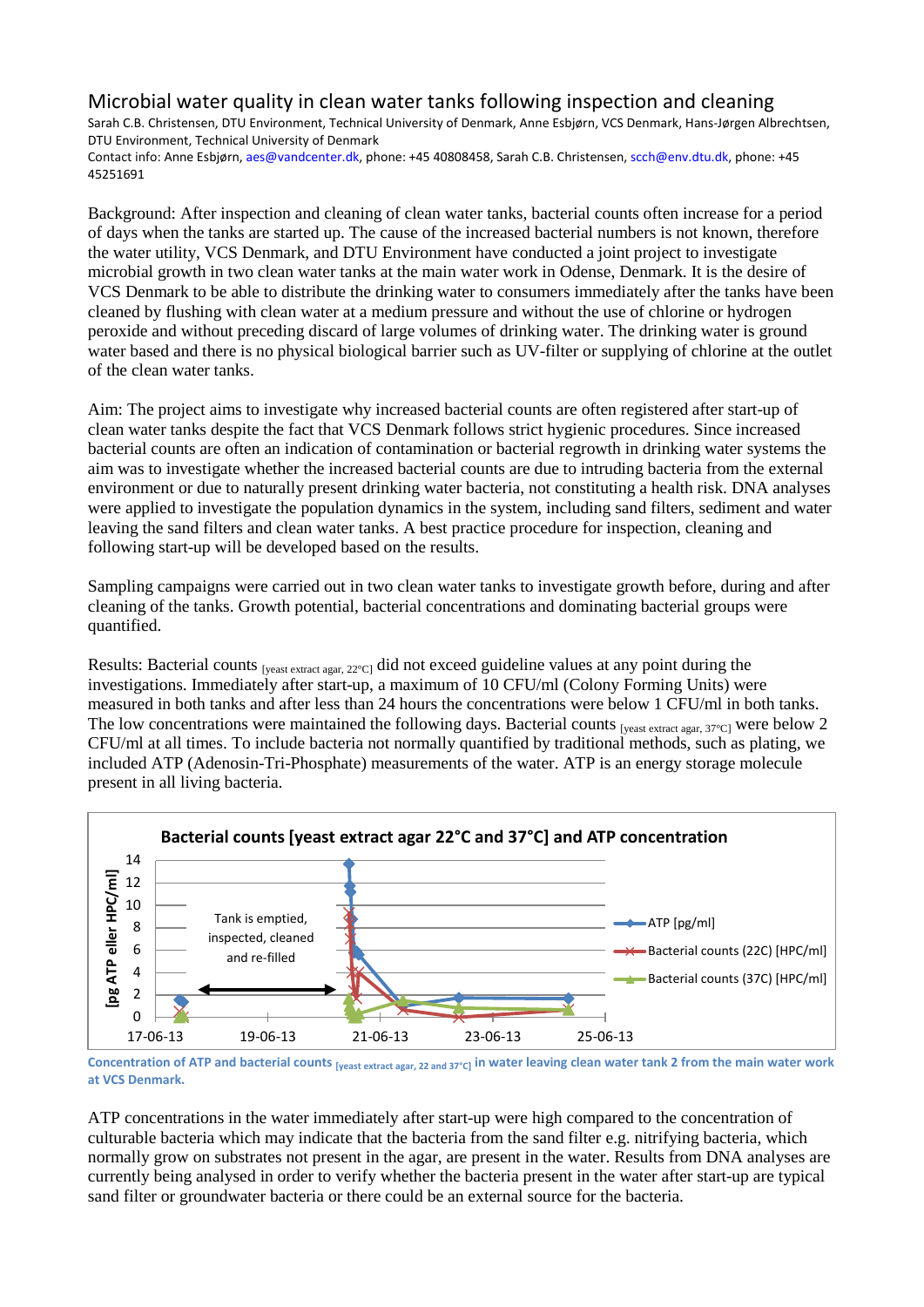# Microbial water quality in clean water tanks following inspection and cleaning

Sarah C.B. Christensen, DTU Environment, Technical University of Denmark, Anne Esbjørn, VCS Denmark, Hans-Jørgen Albrechtsen, DTU Environment, Technical University of Denmark

Contact info: Anne Esbjørn, aes@vandcenter.dk, phone: +45 40808458, Sarah C.B. Christensen, scch@env.dtu.dk, phone: +45 45251691

Background: After inspection and cleaning of clean water tanks, bacterial counts often increase for a period of days when the tanks are started up. The cause of the increased bacterial numbers is not known, therefore the water utility, VCS Denmark, and DTU Environment have conducted a joint project to investigate microbial growth in two clean water tanks at the main water work in Odense, Denmark. It is the desire of VCS Denmark to be able to distribute the drinking water to consumers immediately after the tanks have been cleaned by flushing with clean water at a medium pressure and without the use of chlorine or hydrogen peroxide and without preceding discard of large volumes of drinking water. The drinking water is ground water based and there is no physical biological barrier such as UV-filter or supplying of chlorine at the outlet of the clean water tanks.

Aim: The project aims to investigate why increased bacterial counts are often registered after start-up of clean water tanks despite the fact that VCS Denmark follows strict hygienic procedures. Since increased bacterial counts are often an indication of contamination or bacterial regrowth in drinking water systems the aim was to investigate whether the increased bacterial counts are due to intruding bacteria from the external environment or due to naturally present drinking water bacteria, not constituting a health risk. DNA analyses were applied to investigate the population dynamics in the system, including sand filters, sediment and water leaving the sand filters and clean water tanks. A best practice procedure for inspection, cleaning and following start-up will be developed based on the results.

Sampling campaigns were carried out in two clean water tanks to investigate growth before, during and after cleaning of the tanks. Growth potential, bacterial concentrations and dominating bacterial groups were quantified.

Results: Bacterial counts $_{\text{[yeast extract agar, 22°C]}}$ did not exceed guideline values at any point during the investigations. Immediately after start-up, a maximum of 10 CFU/ml (Colony Forming Units) were measured in both tanks and after less than 24 hours the concentrations were below 1 CFU/ml in both tanks. The low concentrations were maintained the following days. Bacterial counts $_{\text{[yeast extract agar, 37°C]}}$ were below 2 CFU/ml at all times. To include bacteria not normally quantified by traditional methods, such as plating, we included ATP (Adenosin-Tri-Phosphate) measurements of the water. ATP is an energy storage molecule present in all living bacteria.

Bacterial counts [yeast extract agar 22°C and 37°C] and ATP concentration

[pg ATP eller HPC/ml]

14
12
10
8
6
4
2
0

17-06-13
19-06-13
21-06-13
23-06-13
25-06-13

Tank is emptied, inspected, cleaned and re-filled

ATP [pg/ml]
Bacterial counts (22C) [HPC/ml]
Bacterial counts (37C) [HPC/ml]

**Concentration of ATP and bacterial counts $_{\text{[yeast extract agar, 22 and 37°C]}}$ in water leaving clean water tank 2 from the main water work at VCS Denmark.**

ATP concentrations in the water immediately after start-up were high compared to the concentration of culturable bacteria which may indicate that the bacteria from the sand filter e.g. nitrifying bacteria, which normally grow on substrates not present in the agar, are present in the water. Results from DNA analyses are currently being analysed in order to verify whether the bacteria present in the water after start-up are typical sand filter or groundwater bacteria or there could be an external source for the bacteria.